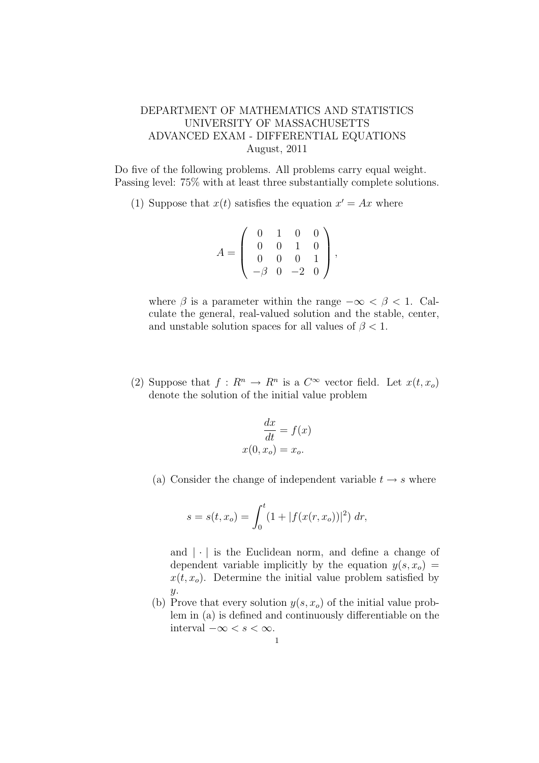DEPARTMENT OF MATHEMATICS AND STATISTICS
UNIVERSITY OF MASSACHUSETTS
ADVANCED EXAM - DIFFERENTIAL EQUATIONS
August, 2011

Do five of the following problems. All problems carry equal weight. Passing level: 75% with at least three substantially complete solutions.

(1) Suppose that $x(t)$ satisfies the equation $x' = Ax$ where

$$A = \begin{pmatrix} 0 & 1 & 0 & 0 \\ 0 & 0 & 1 & 0 \\ 0 & 0 & 0 & 1 \\ -\beta & 0 & -2 & 0 \end{pmatrix},$$

where $\beta$ is a parameter within the range $-\infty < \beta < 1$. Calculate the general, real-valued solution and the stable, center, and unstable solution spaces for all values of $\beta < 1$.

(2) Suppose that $f : R^n \to R^n$ is a $C^\infty$ vector field. Let $x(t, x_o)$ denote the solution of the initial value problem

$$\frac{dx}{dt} = f(x)$$
$$x(0, x_o) = x_o.$$

(a) Consider the change of independent variable $t \to s$ where

$$s = s(t, x_o) = \int_0^t (1 + |f(x(r, x_o))|^2)\, dr,$$

and $|\cdot|$ is the Euclidean norm, and define a change of dependent variable implicitly by the equation $y(s, x_o) = x(t, x_o)$. Determine the initial value problem satisfied by $y$.

(b) Prove that every solution $y(s, x_o)$ of the initial value problem in (a) is defined and continuously differentiable on the interval $-\infty < s < \infty$.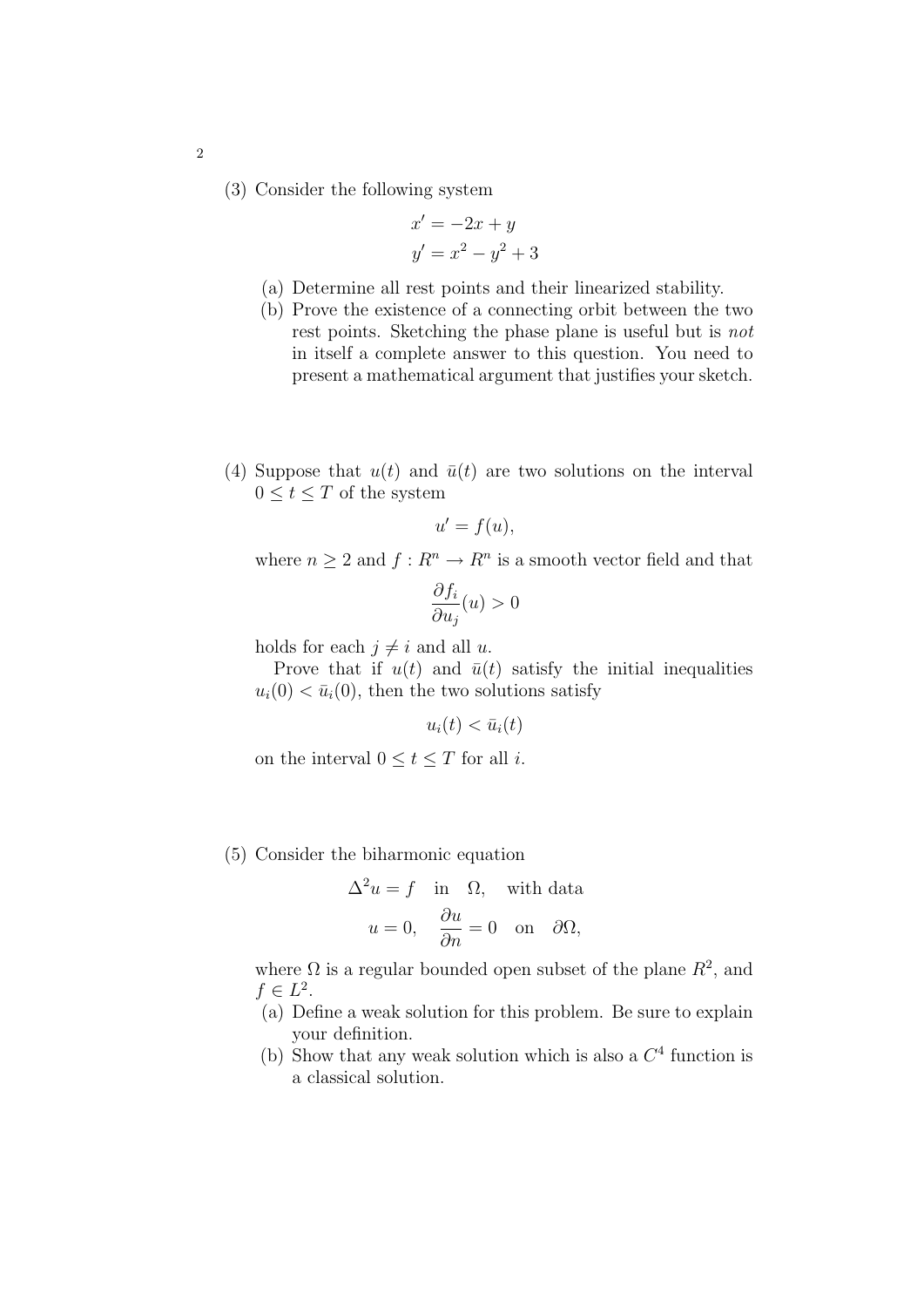(3) Consider the following system

$$x' = -2x + y$$
$$y' = x^2 - y^2 + 3$$

(a) Determine all rest points and their linearized stability.

(b) Prove the existence of a connecting orbit between the two rest points. Sketching the phase plane is useful but is *not* in itself a complete answer to this question. You need to present a mathematical argument that justifies your sketch.

(4) Suppose that $u(t)$ and $\bar{u}(t)$ are two solutions on the interval $0 \le t \le T$ of the system

$$u' = f(u),$$

where $n \ge 2$ and $f : R^n \to R^n$ is a smooth vector field and that

$$\frac{\partial f_i}{\partial u_j}(u) > 0$$

holds for each $j \ne i$ and all $u$.

Prove that if $u(t)$ and $\bar{u}(t)$ satisfy the initial inequalities $u_i(0) < \bar{u}_i(0)$, then the two solutions satisfy

$$u_i(t) < \bar{u}_i(t)$$

on the interval $0 \le t \le T$ for all $i$.

(5) Consider the biharmonic equation

$$\Delta^2 u = f \quad \text{in} \quad \Omega, \quad \text{with data}$$
$$u = 0, \quad \frac{\partial u}{\partial n} = 0 \quad \text{on} \quad \partial\Omega,$$

where $\Omega$ is a regular bounded open subset of the plane $R^2$, and $f \in L^2$.

(a) Define a weak solution for this problem. Be sure to explain your definition.

(b) Show that any weak solution which is also a $C^4$ function is a classical solution.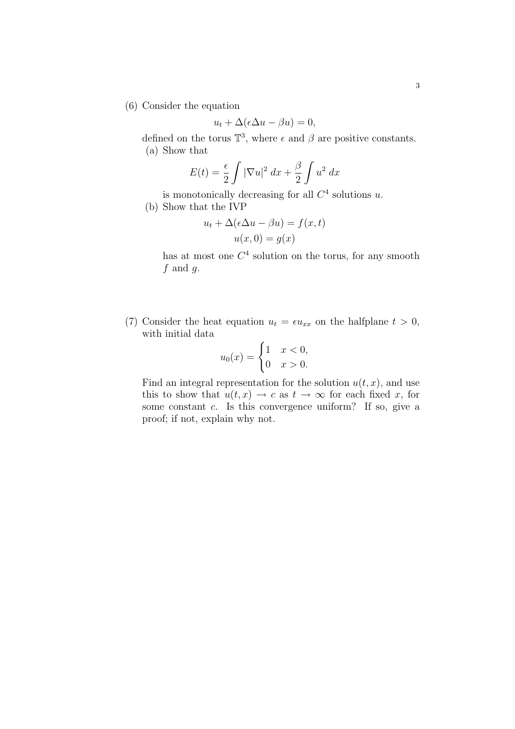(6) Consider the equation

$$u_t + \Delta(\epsilon \Delta u - \beta u) = 0,$$

defined on the torus $\mathbb{T}^3$, where $\epsilon$ and $\beta$ are positive constants.

(a) Show that

$$E(t) = \frac{\epsilon}{2} \int |\nabla u|^2 \, dx + \frac{\beta}{2} \int u^2 \, dx$$

is monotonically decreasing for all $C^4$ solutions $u$.

(b) Show that the IVP

$$u_t + \Delta(\epsilon \Delta u - \beta u) = f(x,t)$$
$$u(x,0) = g(x)$$

has at most one $C^4$ solution on the torus, for any smooth $f$ and $g$.

(7) Consider the heat equation $u_t = \epsilon u_{xx}$ on the halfplane $t > 0$, with initial data

$$u_0(x) = \begin{cases} 1 & x < 0, \\ 0 & x > 0. \end{cases}$$

Find an integral representation for the solution $u(t,x)$, and use this to show that $u(t,x) \to c$ as $t \to \infty$ for each fixed $x$, for some constant $c$. Is this convergence uniform? If so, give a proof; if not, explain why not.